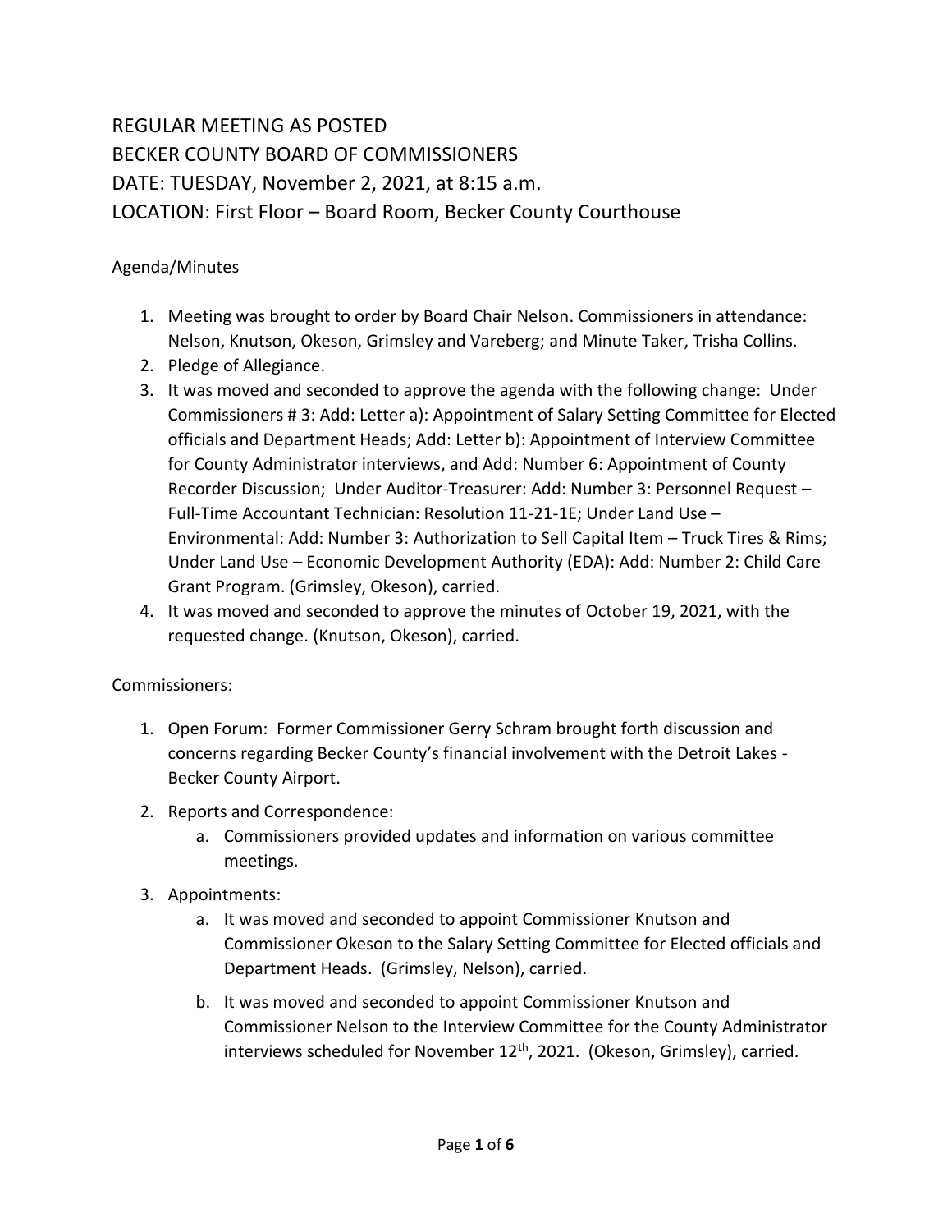REGULAR MEETING AS POSTED
BECKER COUNTY BOARD OF COMMISSIONERS
DATE: TUESDAY, November 2, 2021, at 8:15 a.m.
LOCATION: First Floor – Board Room, Becker County Courthouse

Agenda/Minutes

1. Meeting was brought to order by Board Chair Nelson. Commissioners in attendance: Nelson, Knutson, Okeson, Grimsley and Vareberg; and Minute Taker, Trisha Collins.
2. Pledge of Allegiance.
3. It was moved and seconded to approve the agenda with the following change: Under Commissioners # 3: Add: Letter a): Appointment of Salary Setting Committee for Elected officials and Department Heads; Add: Letter b): Appointment of Interview Committee for County Administrator interviews, and Add: Number 6: Appointment of County Recorder Discussion; Under Auditor-Treasurer: Add: Number 3: Personnel Request – Full-Time Accountant Technician: Resolution 11-21-1E; Under Land Use – Environmental: Add: Number 3: Authorization to Sell Capital Item – Truck Tires & Rims; Under Land Use – Economic Development Authority (EDA): Add: Number 2: Child Care Grant Program. (Grimsley, Okeson), carried.
4. It was moved and seconded to approve the minutes of October 19, 2021, with the requested change. (Knutson, Okeson), carried.

Commissioners:

1. Open Forum: Former Commissioner Gerry Schram brought forth discussion and concerns regarding Becker County's financial involvement with the Detroit Lakes - Becker County Airport.
2. Reports and Correspondence:
   a. Commissioners provided updates and information on various committee meetings.
3. Appointments:
   a. It was moved and seconded to appoint Commissioner Knutson and Commissioner Okeson to the Salary Setting Committee for Elected officials and Department Heads. (Grimsley, Nelson), carried.
   b. It was moved and seconded to appoint Commissioner Knutson and Commissioner Nelson to the Interview Committee for the County Administrator interviews scheduled for November 12th, 2021. (Okeson, Grimsley), carried.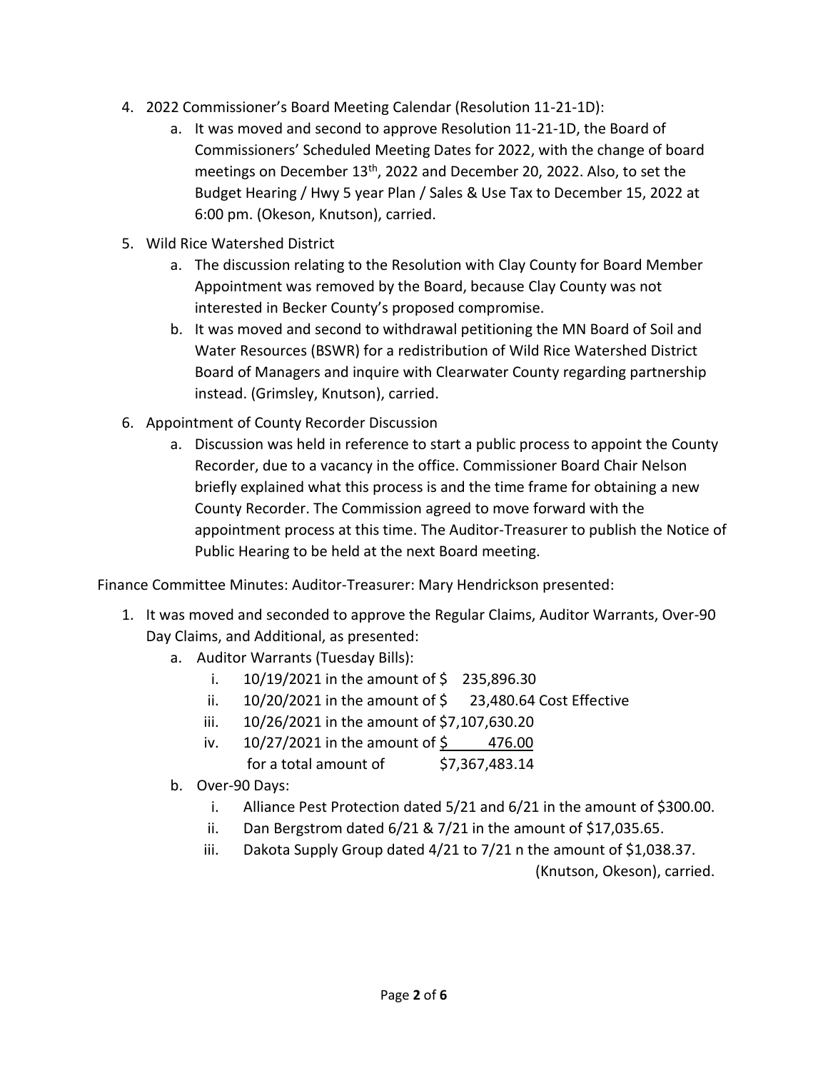4. 2022 Commissioner's Board Meeting Calendar (Resolution 11-21-1D):
    a. It was moved and second to approve Resolution 11-21-1D, the Board of Commissioners' Scheduled Meeting Dates for 2022, with the change of board meetings on December 13th, 2022 and December 20, 2022. Also, to set the Budget Hearing / Hwy 5 year Plan / Sales & Use Tax to December 15, 2022 at 6:00 pm. (Okeson, Knutson), carried.
5. Wild Rice Watershed District
    a. The discussion relating to the Resolution with Clay County for Board Member Appointment was removed by the Board, because Clay County was not interested in Becker County's proposed compromise.
    b. It was moved and second to withdrawal petitioning the MN Board of Soil and Water Resources (BSWR) for a redistribution of Wild Rice Watershed District Board of Managers and inquire with Clearwater County regarding partnership instead. (Grimsley, Knutson), carried.
6. Appointment of County Recorder Discussion
    a. Discussion was held in reference to start a public process to appoint the County Recorder, due to a vacancy in the office. Commissioner Board Chair Nelson briefly explained what this process is and the time frame for obtaining a new County Recorder. The Commission agreed to move forward with the appointment process at this time. The Auditor-Treasurer to publish the Notice of Public Hearing to be held at the next Board meeting.

Finance Committee Minutes: Auditor-Treasurer: Mary Hendrickson presented:

1. It was moved and seconded to approve the Regular Claims, Auditor Warrants, Over-90 Day Claims, and Additional, as presented:
    a. Auditor Warrants (Tuesday Bills):
        i. 10/19/2021 in the amount of $ 235,896.30
        ii. 10/20/2021 in the amount of $ 23,480.64 Cost Effective
        iii. 10/26/2021 in the amount of $7,107,630.20
        iv. 10/27/2021 in the amount of $ 476.00
        
        for a total amount of $7,367,483.14
    b. Over-90 Days:
        i. Alliance Pest Protection dated 5/21 and 6/21 in the amount of $300.00.
        ii. Dan Bergstrom dated 6/21 & 7/21 in the amount of $17,035.65.
        iii. Dakota Supply Group dated 4/21 to 7/21 n the amount of $1,038.37.

(Knutson, Okeson), carried.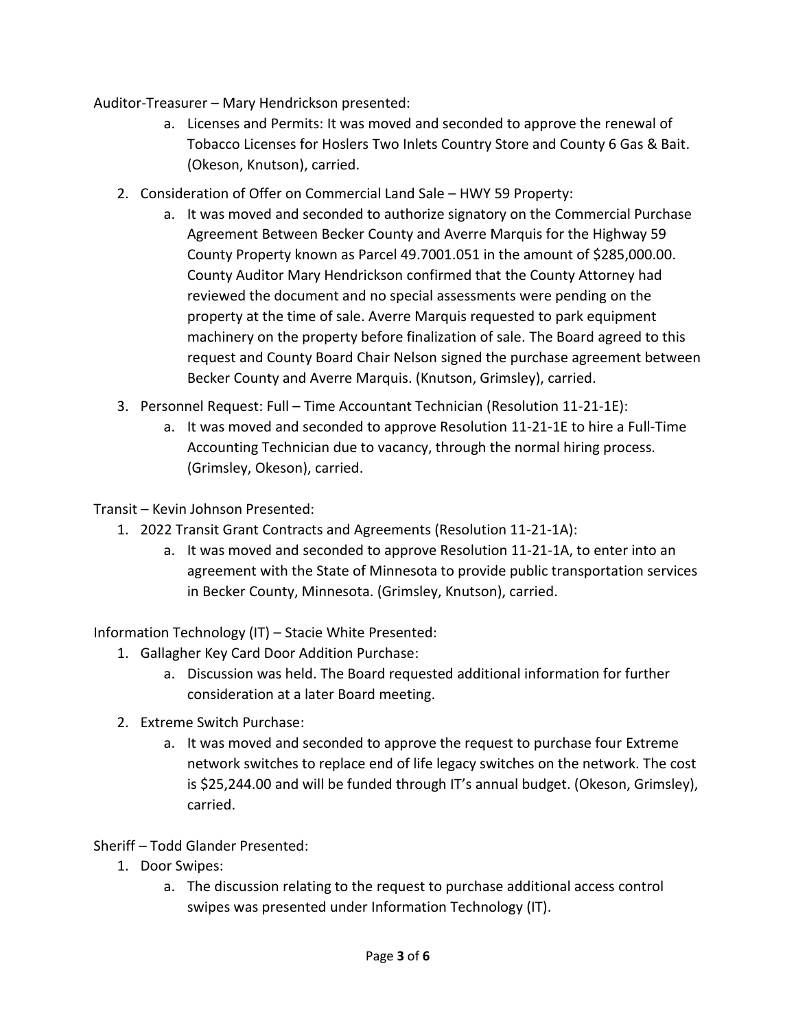Auditor-Treasurer – Mary Hendrickson presented:

a. Licenses and Permits: It was moved and seconded to approve the renewal of Tobacco Licenses for Hoslers Two Inlets Country Store and County 6 Gas & Bait. (Okeson, Knutson), carried.

2. Consideration of Offer on Commercial Land Sale – HWY 59 Property:
   a. It was moved and seconded to authorize signatory on the Commercial Purchase Agreement Between Becker County and Averre Marquis for the Highway 59 County Property known as Parcel 49.7001.051 in the amount of $285,000.00. County Auditor Mary Hendrickson confirmed that the County Attorney had reviewed the document and no special assessments were pending on the property at the time of sale. Averre Marquis requested to park equipment machinery on the property before finalization of sale. The Board agreed to this request and County Board Chair Nelson signed the purchase agreement between Becker County and Averre Marquis. (Knutson, Grimsley), carried.
3. Personnel Request: Full – Time Accountant Technician (Resolution 11-21-1E):
   a. It was moved and seconded to approve Resolution 11-21-1E to hire a Full-Time Accounting Technician due to vacancy, through the normal hiring process. (Grimsley, Okeson), carried.

Transit – Kevin Johnson Presented:

1. 2022 Transit Grant Contracts and Agreements (Resolution 11-21-1A):
   a. It was moved and seconded to approve Resolution 11-21-1A, to enter into an agreement with the State of Minnesota to provide public transportation services in Becker County, Minnesota. (Grimsley, Knutson), carried.

Information Technology (IT) – Stacie White Presented:

1. Gallagher Key Card Door Addition Purchase:
   a. Discussion was held. The Board requested additional information for further consideration at a later Board meeting.
2. Extreme Switch Purchase:
   a. It was moved and seconded to approve the request to purchase four Extreme network switches to replace end of life legacy switches on the network. The cost is $25,244.00 and will be funded through IT's annual budget. (Okeson, Grimsley), carried.

Sheriff – Todd Glander Presented:

1. Door Swipes:
   a. The discussion relating to the request to purchase additional access control swipes was presented under Information Technology (IT).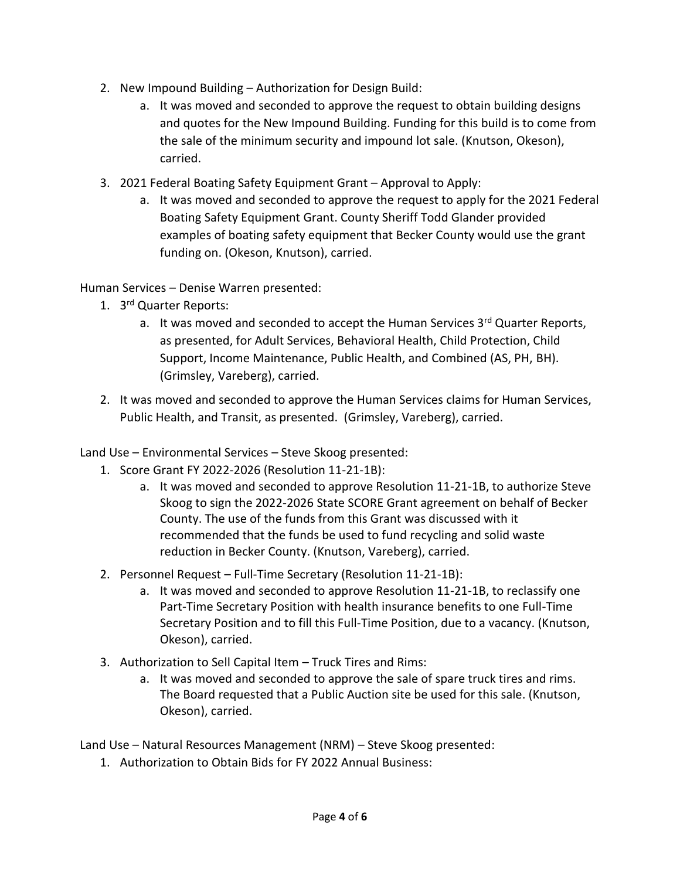2. New Impound Building – Authorization for Design Build:
    a. It was moved and seconded to approve the request to obtain building designs and quotes for the New Impound Building. Funding for this build is to come from the sale of the minimum security and impound lot sale. (Knutson, Okeson), carried.
3. 2021 Federal Boating Safety Equipment Grant – Approval to Apply:
    a. It was moved and seconded to approve the request to apply for the 2021 Federal Boating Safety Equipment Grant. County Sheriff Todd Glander provided examples of boating safety equipment that Becker County would use the grant funding on. (Okeson, Knutson), carried.

Human Services – Denise Warren presented:

1. 3rd Quarter Reports:
    a. It was moved and seconded to accept the Human Services 3rd Quarter Reports, as presented, for Adult Services, Behavioral Health, Child Protection, Child Support, Income Maintenance, Public Health, and Combined (AS, PH, BH). (Grimsley, Vareberg), carried.
2. It was moved and seconded to approve the Human Services claims for Human Services, Public Health, and Transit, as presented. (Grimsley, Vareberg), carried.

Land Use – Environmental Services – Steve Skoog presented:

1. Score Grant FY 2022-2026 (Resolution 11-21-1B):
    a. It was moved and seconded to approve Resolution 11-21-1B, to authorize Steve Skoog to sign the 2022-2026 State SCORE Grant agreement on behalf of Becker County. The use of the funds from this Grant was discussed with it recommended that the funds be used to fund recycling and solid waste reduction in Becker County. (Knutson, Vareberg), carried.
2. Personnel Request – Full-Time Secretary (Resolution 11-21-1B):
    a. It was moved and seconded to approve Resolution 11-21-1B, to reclassify one Part-Time Secretary Position with health insurance benefits to one Full-Time Secretary Position and to fill this Full-Time Position, due to a vacancy. (Knutson, Okeson), carried.
3. Authorization to Sell Capital Item – Truck Tires and Rims:
    a. It was moved and seconded to approve the sale of spare truck tires and rims. The Board requested that a Public Auction site be used for this sale. (Knutson, Okeson), carried.

Land Use – Natural Resources Management (NRM) – Steve Skoog presented:

1. Authorization to Obtain Bids for FY 2022 Annual Business: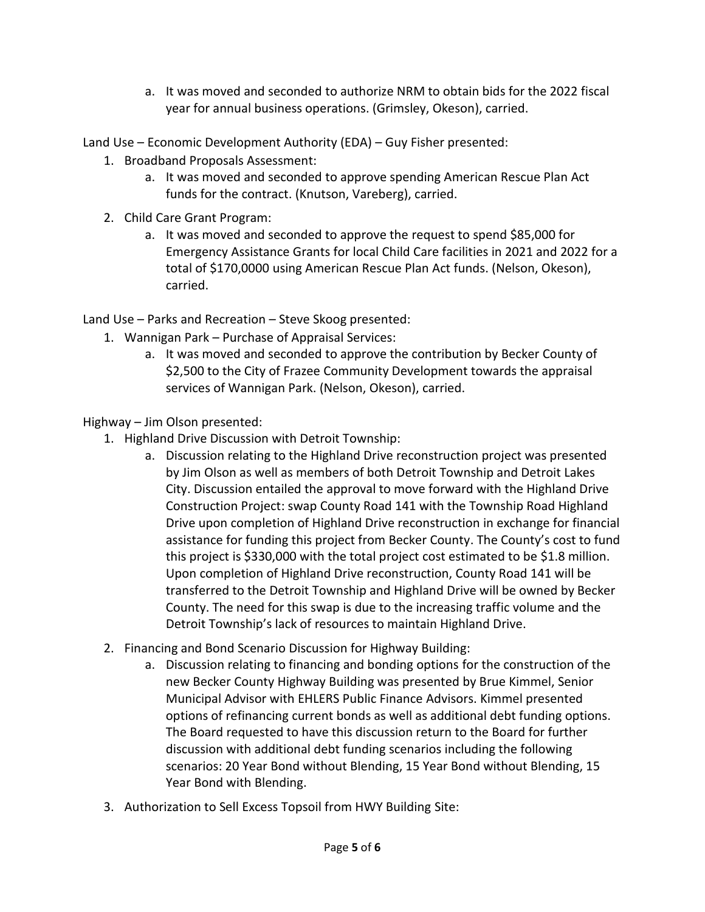a. It was moved and seconded to authorize NRM to obtain bids for the 2022 fiscal year for annual business operations. (Grimsley, Okeson), carried.

Land Use – Economic Development Authority (EDA) – Guy Fisher presented:

1. Broadband Proposals Assessment:
   a. It was moved and seconded to approve spending American Rescue Plan Act funds for the contract. (Knutson, Vareberg), carried.
2. Child Care Grant Program:
   a. It was moved and seconded to approve the request to spend $85,000 for Emergency Assistance Grants for local Child Care facilities in 2021 and 2022 for a total of $170,0000 using American Rescue Plan Act funds. (Nelson, Okeson), carried.

Land Use – Parks and Recreation – Steve Skoog presented:

1. Wannigan Park – Purchase of Appraisal Services:
   a. It was moved and seconded to approve the contribution by Becker County of $2,500 to the City of Frazee Community Development towards the appraisal services of Wannigan Park. (Nelson, Okeson), carried.

Highway – Jim Olson presented:

1. Highland Drive Discussion with Detroit Township:
   a. Discussion relating to the Highland Drive reconstruction project was presented by Jim Olson as well as members of both Detroit Township and Detroit Lakes City. Discussion entailed the approval to move forward with the Highland Drive Construction Project: swap County Road 141 with the Township Road Highland Drive upon completion of Highland Drive reconstruction in exchange for financial assistance for funding this project from Becker County. The County's cost to fund this project is $330,000 with the total project cost estimated to be $1.8 million. Upon completion of Highland Drive reconstruction, County Road 141 will be transferred to the Detroit Township and Highland Drive will be owned by Becker County. The need for this swap is due to the increasing traffic volume and the Detroit Township's lack of resources to maintain Highland Drive.
2. Financing and Bond Scenario Discussion for Highway Building:
   a. Discussion relating to financing and bonding options for the construction of the new Becker County Highway Building was presented by Brue Kimmel, Senior Municipal Advisor with EHLERS Public Finance Advisors. Kimmel presented options of refinancing current bonds as well as additional debt funding options. The Board requested to have this discussion return to the Board for further discussion with additional debt funding scenarios including the following scenarios: 20 Year Bond without Blending, 15 Year Bond without Blending, 15 Year Bond with Blending.
3. Authorization to Sell Excess Topsoil from HWY Building Site: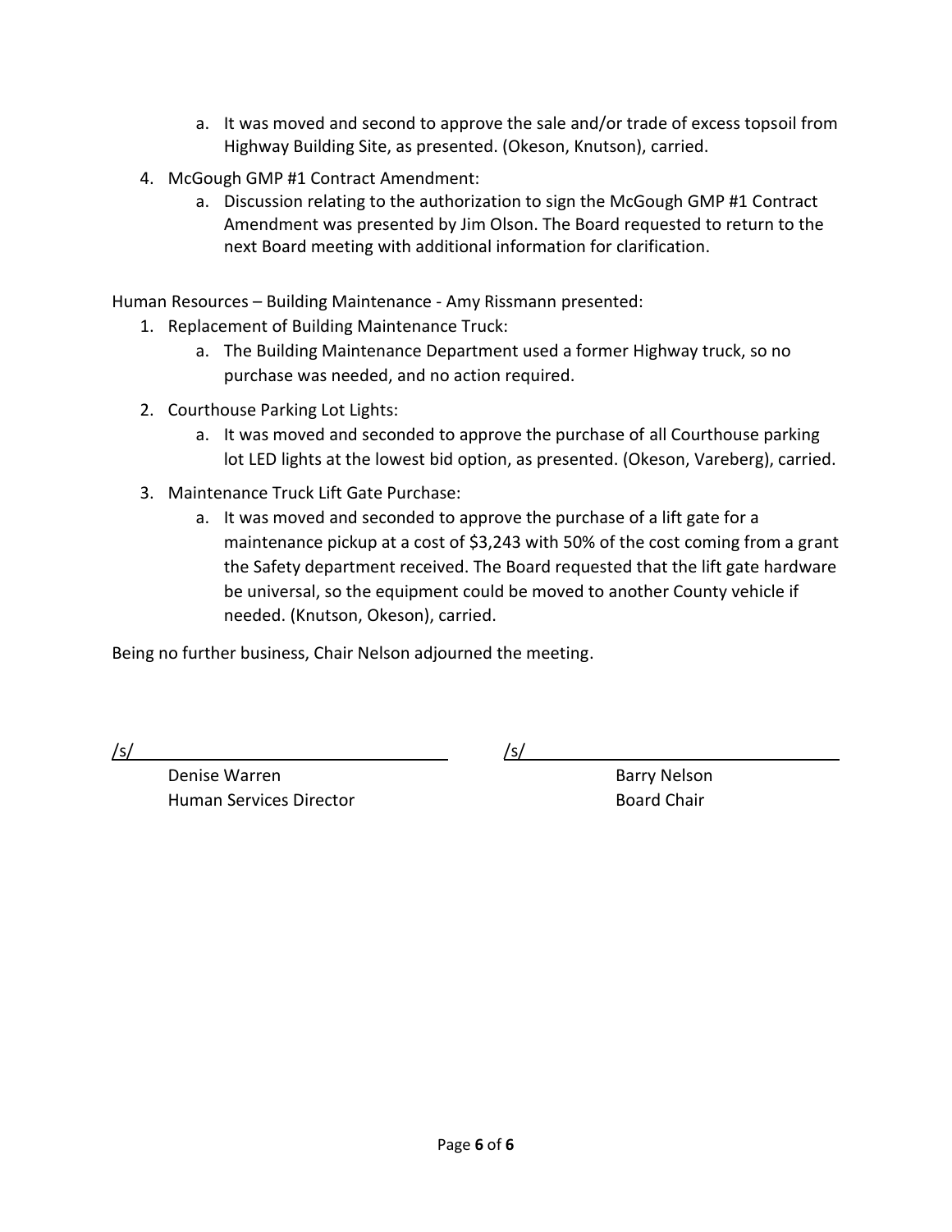a. It was moved and second to approve the sale and/or trade of excess topsoil from Highway Building Site, as presented. (Okeson, Knutson), carried.

4. McGough GMP #1 Contract Amendment:
   a. Discussion relating to the authorization to sign the McGough GMP #1 Contract Amendment was presented by Jim Olson. The Board requested to return to the next Board meeting with additional information for clarification.

Human Resources – Building Maintenance - Amy Rissmann presented:

1. Replacement of Building Maintenance Truck:
   a. The Building Maintenance Department used a former Highway truck, so no purchase was needed, and no action required.
2. Courthouse Parking Lot Lights:
   a. It was moved and seconded to approve the purchase of all Courthouse parking lot LED lights at the lowest bid option, as presented. (Okeson, Vareberg), carried.
3. Maintenance Truck Lift Gate Purchase:
   a. It was moved and seconded to approve the purchase of a lift gate for a maintenance pickup at a cost of $3,243 with 50% of the cost coming from a grant the Safety department received. The Board requested that the lift gate hardware be universal, so the equipment could be moved to another County vehicle if needed. (Knutson, Okeson), carried.

Being no further business, Chair Nelson adjourned the meeting.

/s/ ______________________________
Denise Warren
Human Services Director

/s/ ______________________________
Barry Nelson
Board Chair